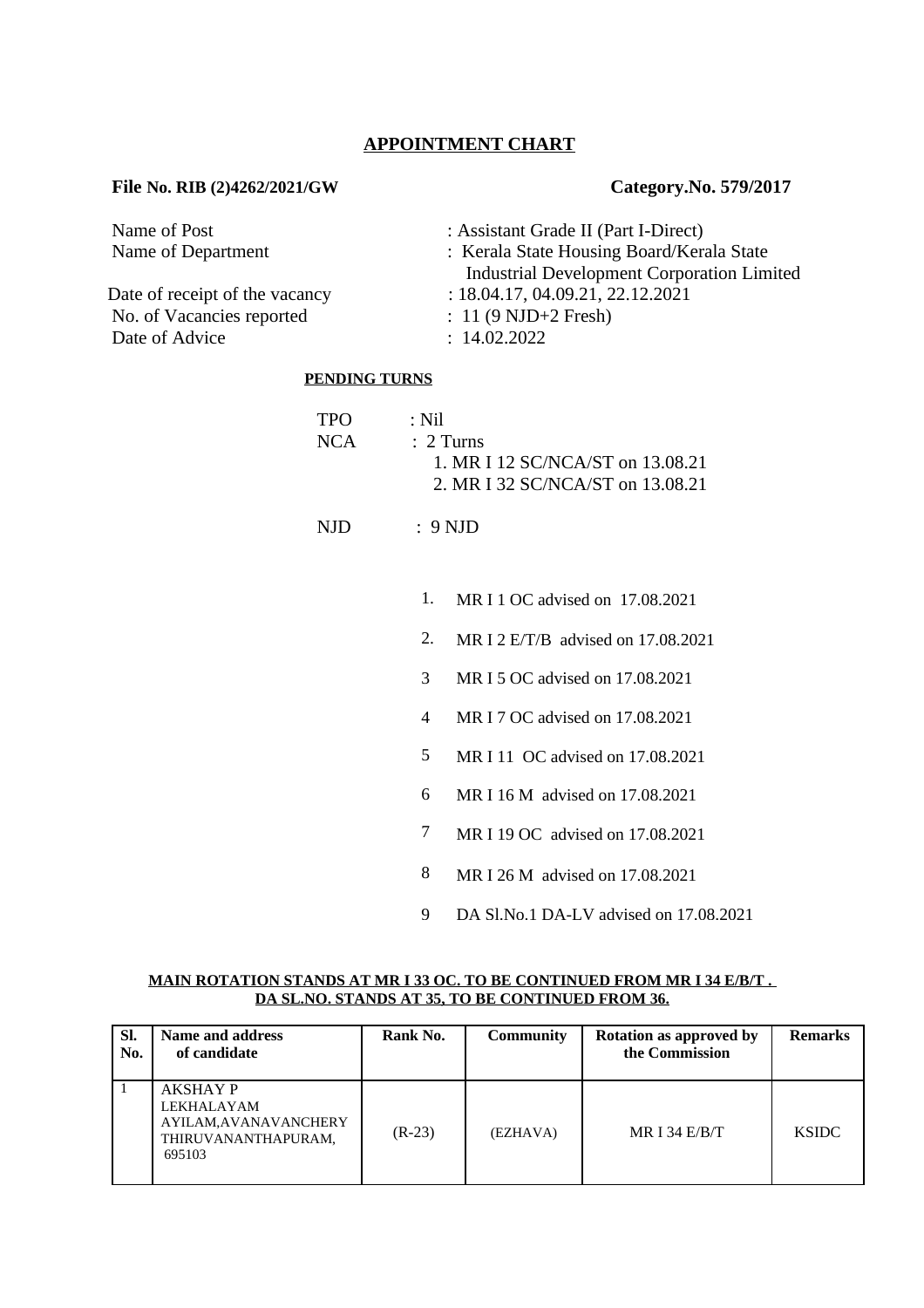# APPOINTMENT CHART

**File No. RIB (2)4262/2021/GW** **Category.No. 579/2017**

Name of Post : Assistant Grade II (Part I-Direct)
Name of Department : Kerala State Housing Board/Kerala State Industrial Development Corporation Limited
Date of receipt of the vacancy : 18.04.17, 04.09.21, 22.12.2021
No. of Vacancies reported : 11 (9 NJD+2 Fresh)
Date of Advice : 14.02.2022

**PENDING TURNS**

TPO : Nil
NCA : 2 Turns
1. MR I 12 SC/NCA/ST on 13.08.21
2. MR I 32 SC/NCA/ST on 13.08.21

NJD : 9 NJD

1. MR I 1 OC advised on 17.08.2021
2. MR I 2 E/T/B advised on 17.08.2021
3. MR I 5 OC advised on 17.08.2021
4. MR I 7 OC advised on 17.08.2021
5. MR I 11 OC advised on 17.08.2021
6. MR I 16 M advised on 17.08.2021
7. MR I 19 OC advised on 17.08.2021
8. MR I 26 M advised on 17.08.2021
9. DA Sl.No.1 DA-LV advised on 17.08.2021

**MAIN ROTATION STANDS AT MR I 33 OC. TO BE CONTINUED FROM MR I 34 E/B/T .**
**DA SL.NO. STANDS AT 35, TO BE CONTINUED FROM 36.**

| Sl. No. | Name and address of candidate | Rank No. | Community | Rotation as approved by the Commission | Remarks |
|---|---|---|---|---|---|
| 1 | AKSHAY P LEKHALAYAM AYILAM,AVANAVANCHERY THIRUVANANTHAPURAM, 695103 | (R-23) | (EZHAVA) | MR I 34 E/B/T | KSIDC |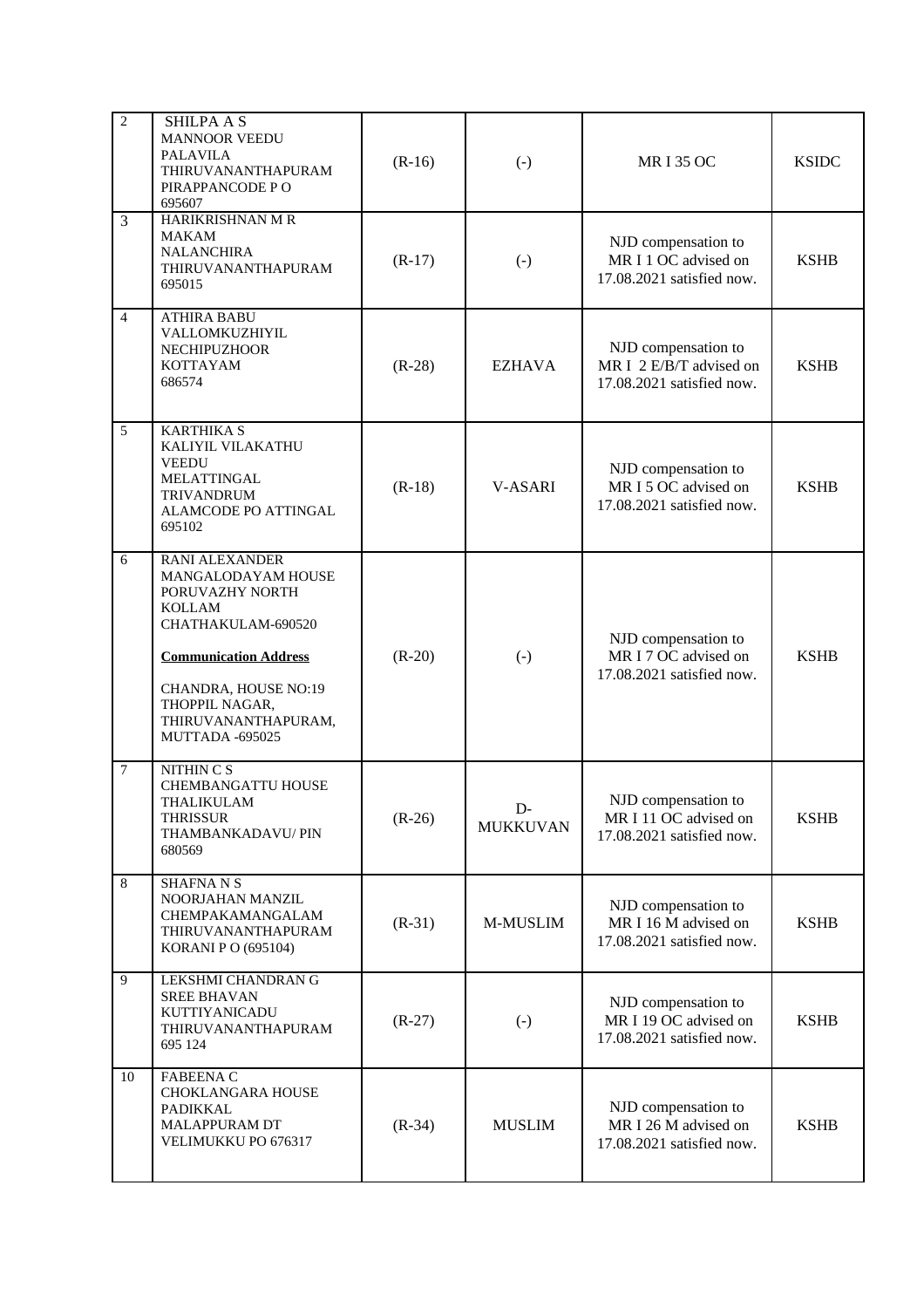| 2 | SHILPA A S<br>MANNOOR VEEDU<br>PALAVILA<br>THIRUVANANTHAPURAM<br>PIRAPPANCODE P O<br>695607 | (R-16) | (-) | MR I 35 OC | KSIDC |
|---|---|---|---|---|---|
| 3 | HARIKRISHNAN M R<br>MAKAM<br>NALANCHIRA<br>THIRUVANANTHAPURAM<br>695015 | (R-17) | (-) | NJD compensation to MR I 1 OC advised on 17.08.2021 satisfied now. | KSHB |
| 4 | ATHIRA BABU<br>VALLOMKUZHIYIL<br>NECHIPUZHOOR<br>KOTTAYAM<br>686574 | (R-28) | EZHAVA | NJD compensation to MR I 2 E/B/T advised on 17.08.2021 satisfied now. | KSHB |
| 5 | KARTHIKA S<br>KALIYIL VILAKATHU<br>VEEDU<br>MELATTINGAL<br>TRIVANDRUM<br>ALAMCODE PO ATTINGAL<br>695102 | (R-18) | V-ASARI | NJD compensation to MR I 5 OC advised on 17.08.2021 satisfied now. | KSHB |
| 6 | RANI ALEXANDER<br>MANGALODAYAM HOUSE<br>PORUVAZHY NORTH<br>KOLLAM<br>CHATHAKULAM-690520<br><br>**Communication Address**<br><br>CHANDRA, HOUSE NO:19<br>THOPPIL NAGAR,<br>THIRUVANANTHAPURAM,<br>MUTTADA -695025 | (R-20) | (-) | NJD compensation to MR I 7 OC advised on 17.08.2021 satisfied now. | KSHB |
| 7 | NITHIN C S<br>CHEMBANGATTU HOUSE<br>THALIKULAM<br>THRISSUR<br>THAMBANKADAVU/ PIN<br>680569 | (R-26) | D-MUKKUVAN | NJD compensation to MR I 11 OC advised on 17.08.2021 satisfied now. | KSHB |
| 8 | SHAFNA N S<br>NOORJAHAN MANZIL<br>CHEMPAKAMANGALAM<br>THIRUVANANTHAPURAM<br>KORANI P O (695104) | (R-31) | M-MUSLIM | NJD compensation to MR I 16 M advised on 17.08.2021 satisfied now. | KSHB |
| 9 | LEKSHMI CHANDRAN G<br>SREE BHAVAN<br>KUTTIYANICADU<br>THIRUVANANTHAPURAM<br>695 124 | (R-27) | (-) | NJD compensation to MR I 19 OC advised on 17.08.2021 satisfied now. | KSHB |
| 10 | FABEENA C<br>CHOKLANGARA HOUSE<br>PADIKKAL<br>MALAPPURAM DT<br>VELIMUKKU PO 676317 | (R-34) | MUSLIM | NJD compensation to MR I 26 M advised on 17.08.2021 satisfied now. | KSHB |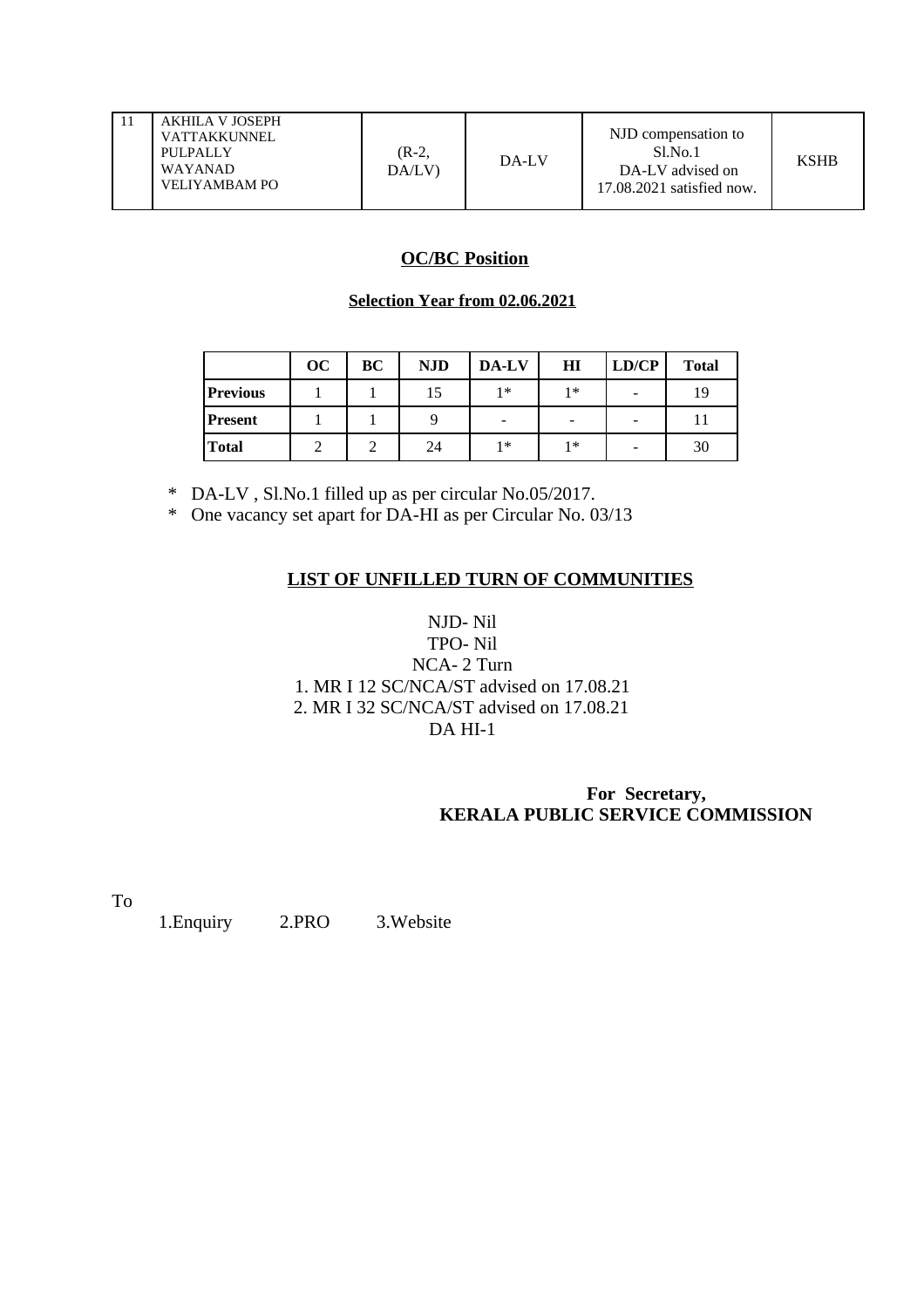| | | | | | |
|---|---|---|---|---|---|
| 11 | AKHILA V JOSEPH<br>VATTAKKUNNEL<br>PULPALLY<br>WAYANAD<br>VELIYAMBAM PO | (R-2, DA/LV) | DA-LV | NJD compensation to Sl.No.1 DA-LV advised on 17.08.2021 satisfied now. | KSHB |

## OC/BC Position

**Selection Year from 02.06.2021**

| | OC | BC | NJD | DA-LV | HI | LD/CP | Total |
|---|---|---|---|---|---|---|---|
| **Previous** | 1 | 1 | 15 | 1* | 1* | - | 19 |
| **Present** | 1 | 1 | 9 | - | - | - | 11 |
| **Total** | 2 | 2 | 24 | 1* | 1* | - | 30 |

\* DA-LV , Sl.No.1 filled up as per circular No.05/2017.

\* One vacancy set apart for DA-HI as per Circular No. 03/13

## LIST OF UNFILLED TURN OF COMMUNITIES

NJD- Nil

TPO- Nil

NCA- 2 Turn

1. MR I 12 SC/NCA/ST advised on 17.08.21
2. MR I 32 SC/NCA/ST advised on 17.08.21

DA HI-1

**For Secretary,**
**KERALA PUBLIC SERVICE COMMISSION**

To

1.Enquiry 2.PRO 3.Website